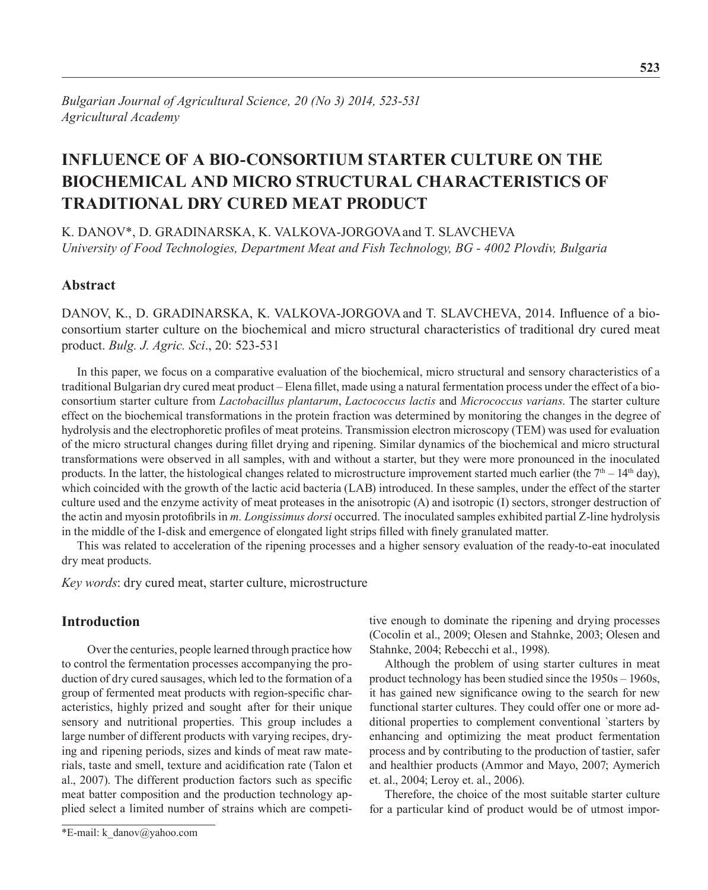*Bulgarian Journal of Agricultural Science, 20 (No 3) 2014, 523-531*
*Agricultural Academy*

# INFLUENCE OF A BIO-CONSORTIUM STARTER CULTURE ON THE BIOCHEMICAL AND MICRO STRUCTURAL CHARACTERISTICS OF TRADITIONAL DRY CURED MEAT PRODUCT

K. DANOV*, D. GRADINARSKA, K. VALKOVA-JORGOVA and T. SLAVCHEVA
*University of Food Technologies, Department Meat and Fish Technology, BG - 4002 Plovdiv, Bulgaria*

## Abstract

DANOV, K., D. GRADINARSKA, K. VALKOVA-JORGOVA and T. SLAVCHEVA, 2014. Influence of a bio-consortium starter culture on the biochemical and micro structural characteristics of traditional dry cured meat product. *Bulg. J. Agric. Sci*., 20: 523-531

In this paper, we focus on a comparative evaluation of the biochemical, micro structural and sensory characteristics of a traditional Bulgarian dry cured meat product – Elena fillet, made using a natural fermentation process under the effect of a bio-consortium starter culture from *Lactobacillus plantarum*, *Lactococcus lactis* and *Micrococcus varians*. The starter culture effect on the biochemical transformations in the protein fraction was determined by monitoring the changes in the degree of hydrolysis and the electrophoretic profiles of meat proteins. Transmission electron microscopy (TEM) was used for evaluation of the micro structural changes during fillet drying and ripening. Similar dynamics of the biochemical and micro structural transformations were observed in all samples, with and without a starter, but they were more pronounced in the inoculated products. In the latter, the histological changes related to microstructure improvement started much earlier (the 7$^{th}$ – 14$^{th}$ day), which coincided with the growth of the lactic acid bacteria (LAB) introduced. In these samples, under the effect of the starter culture used and the enzyme activity of meat proteases in the anisotropic (A) and isotropic (I) sectors, stronger destruction of the actin and myosin protofibrils in *m. Longissimus dorsi* occurred. The inoculated samples exhibited partial Z-line hydrolysis in the middle of the I-disk and emergence of elongated light strips filled with finely granulated matter.

This was related to acceleration of the ripening processes and a higher sensory evaluation of the ready-to-eat inoculated dry meat products.

*Key words*: dry cured meat, starter culture, microstructure

## Introduction

Over the centuries, people learned through practice how to control the fermentation processes accompanying the production of dry cured sausages, which led to the formation of a group of fermented meat products with region-specific characteristics, highly prized and sought after for their unique sensory and nutritional properties. This group includes a large number of different products with varying recipes, drying and ripening periods, sizes and kinds of meat raw materials, taste and smell, texture and acidification rate (Talon et al., 2007). The different production factors such as specific meat batter composition and the production technology applied select a limited number of strains which are competitive enough to dominate the ripening and drying processes (Cocolin et al., 2009; Olesen and Stahnke, 2003; Olesen and Stahnke, 2004; Rebecchi et al., 1998).

Although the problem of using starter cultures in meat product technology has been studied since the 1950s – 1960s, it has gained new significance owing to the search for new functional starter cultures. They could offer one or more additional properties to complement conventional `starters by enhancing and optimizing the meat product fermentation process and by contributing to the production of tastier, safer and healthier products (Ammor and Mayo, 2007; Aymerich et. al., 2004; Leroy et. al., 2006).

Therefore, the choice of the most suitable starter culture for a particular kind of product would be of utmost impor-

*E-mail: k_danov@yahoo.com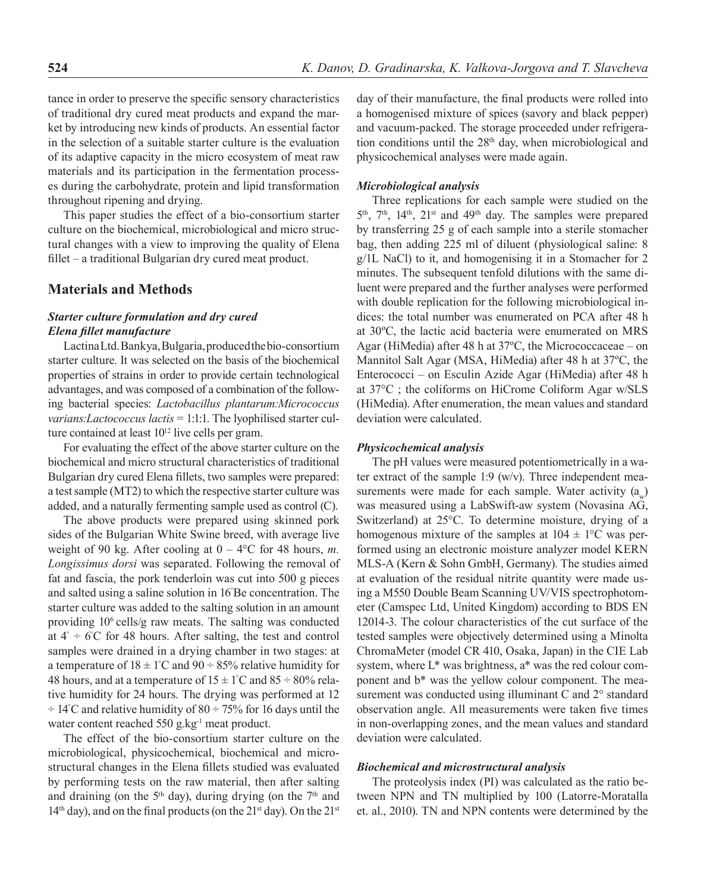tance in order to preserve the specific sensory characteristics of traditional dry cured meat products and expand the market by introducing new kinds of products. An essential factor in the selection of a suitable starter culture is the evaluation of its adaptive capacity in the micro ecosystem of meat raw materials and its participation in the fermentation processes during the carbohydrate, protein and lipid transformation throughout ripening and drying.

This paper studies the effect of a bio-consortium starter culture on the biochemical, microbiological and micro structural changes with a view to improving the quality of Elena fillet – a traditional Bulgarian dry cured meat product.

## Materials and Methods

### *Starter culture formulation and dry cured Elena fillet manufacture*

Lactina Ltd. Bankya, Bulgaria, produced the bio-consortium starter culture. It was selected on the basis of the biochemical properties of strains in order to provide certain technological advantages, and was composed of a combination of the following bacterial species: *Lactobacillus plantarum:Micrococcus varians:Lactococcus lactis* = 1:1:1. The lyophilised starter culture contained at least $10^{12}$ live cells per gram.

For evaluating the effect of the above starter culture on the biochemical and micro structural characteristics of traditional Bulgarian dry cured Elena fillets, two samples were prepared: a test sample (MT2) to which the respective starter culture was added, and a naturally fermenting sample used as control (C).

The above products were prepared using skinned pork sides of the Bulgarian White Swine breed, with average live weight of 90 kg. After cooling at 0 – 4°C for 48 hours, *m. Longissimus dorsi* was separated. Following the removal of fat and fascia, the pork tenderloin was cut into 500 g pieces and salted using a saline solution in 16°Be concentration. The starter culture was added to the salting solution in an amount providing $10^6$ cells/g raw meats. The salting was conducted at 4° ÷ 6°C for 48 hours. After salting, the test and control samples were drained in a drying chamber in two stages: at a temperature of 18 ± 1°C and 90 ÷ 85% relative humidity for 48 hours, and at a temperature of 15 ± 1°C and 85 ÷ 80% relative humidity for 24 hours. The drying was performed at 12 ÷ 14°C and relative humidity of 80 ÷ 75% for 16 days until the water content reached 550 g.kg$^{-1}$ meat product.

The effect of the bio-consortium starter culture on the microbiological, physicochemical, biochemical and microstructural changes in the Elena fillets studied was evaluated by performing tests on the raw material, then after salting and draining (on the 5th day), during drying (on the 7th and 14th day), and on the final products (on the 21st day). On the 21st day of their manufacture, the final products were rolled into a homogenised mixture of spices (savory and black pepper) and vacuum-packed. The storage proceeded under refrigeration conditions until the 28th day, when microbiological and physicochemical analyses were made again.

### *Microbiological analysis*

Three replications for each sample were studied on the 5th, 7th, 14th, 21st and 49th day. The samples were prepared by transferring 25 g of each sample into a sterile stomacher bag, then adding 225 ml of diluent (physiological saline: 8 g/1L NaCl) to it, and homogenising it in a Stomacher for 2 minutes. The subsequent tenfold dilutions with the same diluent were prepared and the further analyses were performed with double replication for the following microbiological indices: the total number was enumerated on PCA after 48 h at 30ºC, the lactic acid bacteria were enumerated on MRS Agar (HiMedia) after 48 h at 37ºC, the Micrococcaceae – on Mannitol Salt Agar (MSA, HiMedia) after 48 h at 37ºC, the Enterococci – on Esculin Azide Agar (HiMedia) after 48 h at 37°C ; the coliforms on HiCrome Coliform Agar w/SLS (HiMedia). After enumeration, the mean values and standard deviation were calculated.

### *Physicochemical analysis*

The pH values were measured potentiometrically in a water extract of the sample 1:9 (w/v). Three independent measurements were made for each sample. Water activity ($a_w$) was measured using a LabSwift-aw system (Novasina AG, Switzerland) at 25°C. To determine moisture, drying of a homogenous mixture of the samples at 104 ± 1°C was performed using an electronic moisture analyzer model KERN MLS-A (Kern & Sohn GmbH, Germany). The studies aimed at evaluation of the residual nitrite quantity were made using a M550 Double Beam Scanning UV/VIS spectrophotometer (Camspec Ltd, United Kingdom) according to BDS EN 12014-3. The colour characteristics of the cut surface of the tested samples were objectively determined using a Minolta ChromaMeter (model CR 410, Osaka, Japan) in the CIE Lab system, where L* was brightness, a* was the red colour component and b* was the yellow colour component. The measurement was conducted using illuminant C and 2° standard observation angle. All measurements were taken five times in non-overlapping zones, and the mean values and standard deviation were calculated.

### *Biochemical and microstructural analysis*

The proteolysis index (PI) was calculated as the ratio between NPN and TN multiplied by 100 (Latorre-Moratalla et. al., 2010). TN and NPN contents were determined by the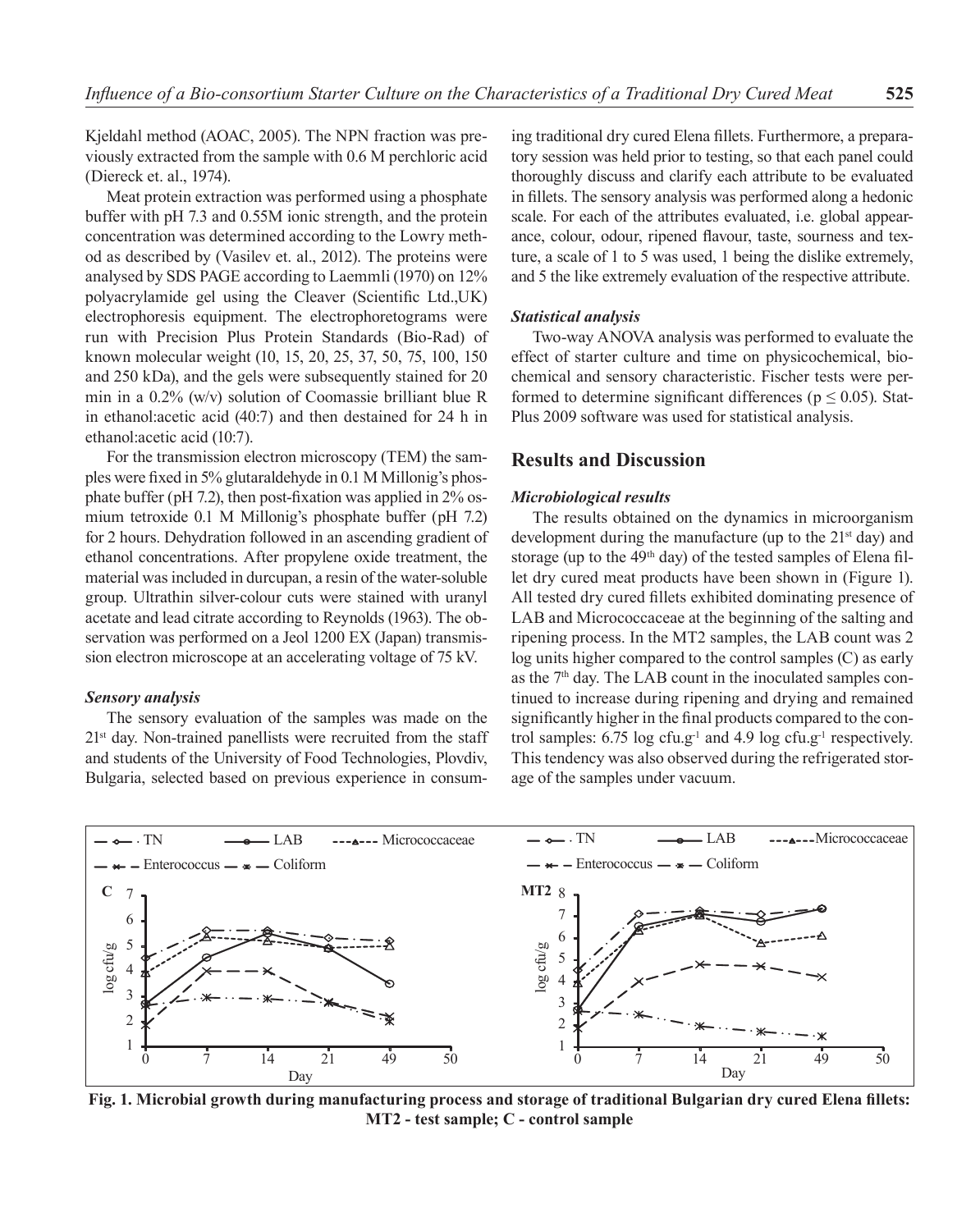Kjeldahl method (AOAC, 2005). The NPN fraction was previously extracted from the sample with 0.6 M perchloric acid (Diereck et. al., 1974).

Meat protein extraction was performed using a phosphate buffer with pH 7.3 and 0.55M ionic strength, and the protein concentration was determined according to the Lowry method as described by (Vasilev et. al., 2012). The proteins were analysed by SDS PAGE according to Laemmli (1970) on 12% polyacrylamide gel using the Cleaver (Scientific Ltd.,UK) electrophoresis equipment. The electrophoretograms were run with Precision Plus Protein Standards (Bio-Rad) of known molecular weight (10, 15, 20, 25, 37, 50, 75, 100, 150 and 250 kDa), and the gels were subsequently stained for 20 min in a 0.2% (w/v) solution of Coomassie brilliant blue R in ethanol:acetic acid (40:7) and then destained for 24 h in ethanol:acetic acid (10:7).

For the transmission electron microscopy (TEM) the samples were fixed in 5% glutaraldehyde in 0.1 M Millonig's phosphate buffer (pH 7.2), then post-fixation was applied in 2% osmium tetroxide 0.1 M Millonig's phosphate buffer (pH 7.2) for 2 hours. Dehydration followed in an ascending gradient of ethanol concentrations. After propylene oxide treatment, the material was included in durcupan, a resin of the water-soluble group. Ultrathin silver-colour cuts were stained with uranyl acetate and lead citrate according to Reynolds (1963). The observation was performed on a Jeol 1200 EX (Japan) transmission electron microscope at an accelerating voltage of 75 kV.

### *Sensory analysis*

The sensory evaluation of the samples was made on the 21st day. Non-trained panellists were recruited from the staff and students of the University of Food Technologies, Plovdiv, Bulgaria, selected based on previous experience in consuming traditional dry cured Elena fillets. Furthermore, a preparatory session was held prior to testing, so that each panel could thoroughly discuss and clarify each attribute to be evaluated in fillets. The sensory analysis was performed along a hedonic scale. For each of the attributes evaluated, i.e. global appearance, colour, odour, ripened flavour, taste, sourness and texture, a scale of 1 to 5 was used, 1 being the dislike extremely, and 5 the like extremely evaluation of the respective attribute.

### *Statistical analysis*

Two-way ANOVA analysis was performed to evaluate the effect of starter culture and time on physicochemical, biochemical and sensory characteristic. Fischer tests were performed to determine significant differences ($p \leq 0.05$). StatPlus 2009 software was used for statistical analysis.

## Results and Discussion

### *Microbiological results*

The results obtained on the dynamics in microorganism development during the manufacture (up to the 21st day) and storage (up to the 49th day) of the tested samples of Elena fillet dry cured meat products have been shown in (Figure 1). All tested dry cured fillets exhibited dominating presence of LAB and Micrococcaceae at the beginning of the salting and ripening process. In the MT2 samples, the LAB count was 2 log units higher compared to the control samples (C) as early as the 7th day. The LAB count in the inoculated samples continued to increase during ripening and drying and remained significantly higher in the final products compared to the control samples: 6.75 log cfu.g$^{-1}$ and 4.9 log cfu.g$^{-1}$ respectively. This tendency was also observed during the refrigerated storage of the samples under vacuum.

**Fig. 1. Microbial growth during manufacturing process and storage of traditional Bulgarian dry cured Elena fillets: MT2 - test sample; C - control sample**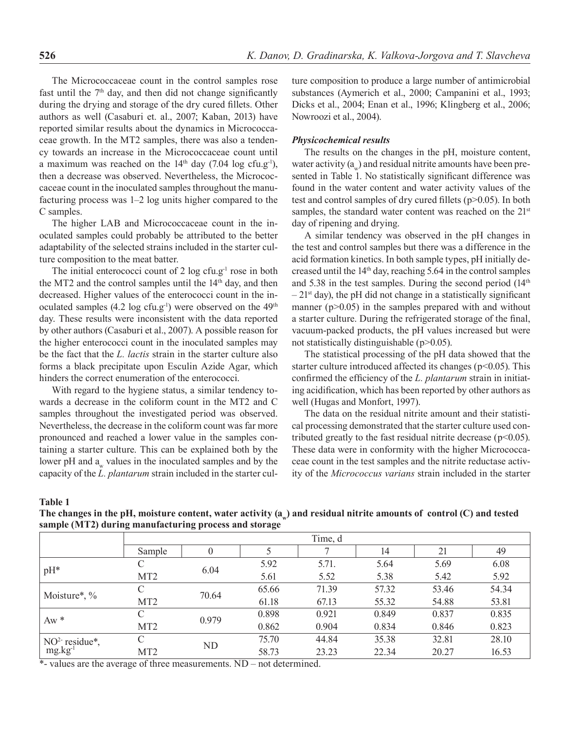The Micrococcaceae count in the control samples rose fast until the 7th day, and then did not change significantly during the drying and storage of the dry cured fillets. Other authors as well (Casaburi et. al., 2007; Kaban, 2013) have reported similar results about the dynamics in Micrococcaceae growth. In the MT2 samples, there was also a tendency towards an increase in the Micrococcaceae count until a maximum was reached on the 14th day (7.04 log cfu.g$^{-1}$), then a decrease was observed. Nevertheless, the Micrococcaceae count in the inoculated samples throughout the manufacturing process was 1–2 log units higher compared to the C samples.

The higher LAB and Micrococcaceae count in the inoculated samples could probably be attributed to the better adaptability of the selected strains included in the starter culture composition to the meat batter.

The initial enterococci count of 2 log cfu.g$^{-1}$ rose in both the MT2 and the control samples until the 14th day, and then decreased. Higher values of the enterococci count in the inoculated samples (4.2 log cfu.g$^{-1}$) were observed on the 49th day. These results were inconsistent with the data reported by other authors (Casaburi et al., 2007). A possible reason for the higher enterococci count in the inoculated samples may be the fact that the *L. lactis* strain in the starter culture also forms a black precipitate upon Esculin Azide Agar, which hinders the correct enumeration of the enterococci.

With regard to the hygiene status, a similar tendency towards a decrease in the coliform count in the MT2 and C samples throughout the investigated period was observed. Nevertheless, the decrease in the coliform count was far more pronounced and reached a lower value in the samples containing a starter culture. This can be explained both by the lower pH and $a_w$ values in the inoculated samples and by the capacity of the *L. plantarum* strain included in the starter culture composition to produce a large number of antimicrobial substances (Aymerich et al., 2000; Campanini et al., 1993; Dicks et al., 2004; Enan et al., 1996; Klingberg et al., 2006; Nowroozi et al., 2004).

***Physicochemical results***

The results on the changes in the pH, moisture content, water activity ($a_w$) and residual nitrite amounts have been presented in Table 1. No statistically significant difference was found in the water content and water activity values of the test and control samples of dry cured fillets ($p>0.05$). In both samples, the standard water content was reached on the 21st day of ripening and drying.

A similar tendency was observed in the pH changes in the test and control samples but there was a difference in the acid formation kinetics. In both sample types, pH initially decreased until the 14th day, reaching 5.64 in the control samples and 5.38 in the test samples. During the second period (14th – 21st day), the pH did not change in a statistically significant manner ($p>0.05$) in the samples prepared with and without a starter culture. During the refrigerated storage of the final, vacuum-packed products, the pH values increased but were not statistically distinguishable ($p>0.05$).

The statistical processing of the pH data showed that the starter culture introduced affected its changes ($p<0.05$). This confirmed the efficiency of the *L. plantarum* strain in initiating acidification, which has been reported by other authors as well (Hugas and Monfort, 1997).

The data on the residual nitrite amount and their statistical processing demonstrated that the starter culture used contributed greatly to the fast residual nitrite decrease ($p<0.05$). These data were in conformity with the higher Micrococcaceae count in the test samples and the nitrite reductase activity of the *Micrococcus varians* strain included in the starter

**Table 1**
**The changes in the pH, moisture content, water activity ($a_w$) and residual nitrite amounts of control (C) and tested sample (MT2) during manufacturing process and storage**

| | Time, d | | | | | | |
|---|---|---|---|---|---|---|---|
| | Sample | 0 | 5 | 7 | 14 | 21 | 49 |
| pH* | C | 6.04 | 5.92 | 5.71. | 5.64 | 5.69 | 6.08 |
| | MT2 | | 5.61 | 5.52 | 5.38 | 5.42 | 5.92 |
| Moisture*, % | C | 70.64 | 65.66 | 71.39 | 57.32 | 53.46 | 54.34 |
| | MT2 | | 61.18 | 67.13 | 55.32 | 54.88 | 53.81 |
| Aw * | C | 0.979 | 0.898 | 0.921 | 0.849 | 0.837 | 0.835 |
| | MT2 | | 0.862 | 0.904 | 0.834 | 0.846 | 0.823 |
| $NO^{2-}$ residue*, mg.kg$^{-1}$ | C | ND | 75.70 | 44.84 | 35.38 | 32.81 | 28.10 |
| | MT2 | | 58.73 | 23.23 | 22.34 | 20.27 | 16.53 |

*- values are the average of three measurements. ND – not determined.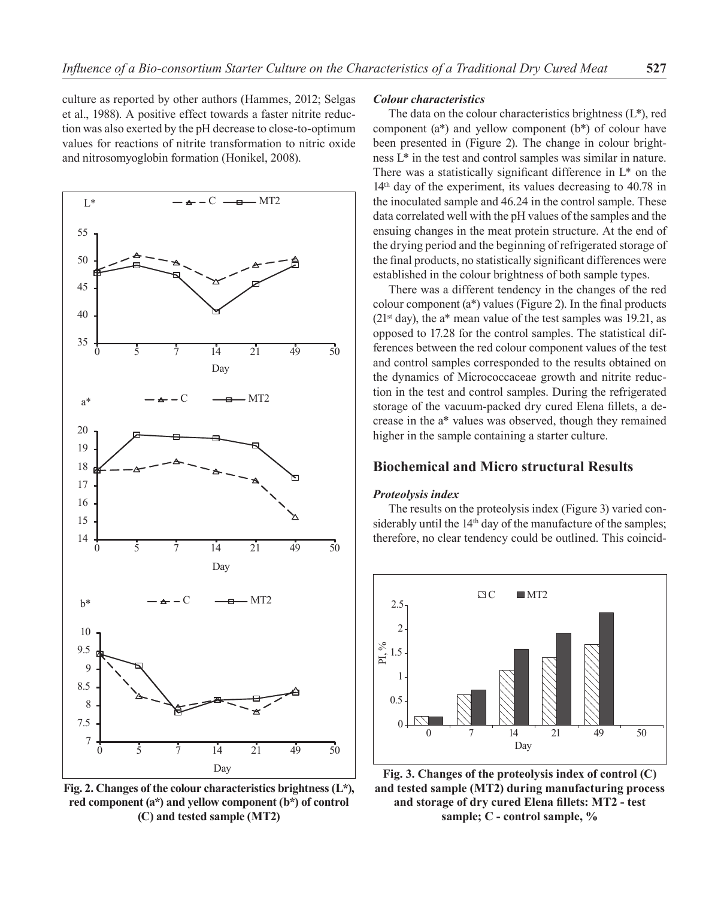culture as reported by other authors (Hammes, 2012; Selgas et al., 1988). A positive effect towards a faster nitrite reduction was also exerted by the pH decrease to close-to-optimum values for reactions of nitrite transformation to nitric oxide and nitrosomyoglobin formation (Honikel, 2008).

Fig. 2. Changes of the colour characteristics brightness (L*), red component (a*) and yellow component (b*) of control (C) and tested sample (MT2)

### *Colour characteristics*

The data on the colour characteristics brightness (L*), red component (a*) and yellow component (b*) of colour have been presented in (Figure 2). The change in colour brightness L* in the test and control samples was similar in nature. There was a statistically significant difference in L* on the 14th day of the experiment, its values decreasing to 40.78 in the inoculated sample and 46.24 in the control sample. These data correlated well with the pH values of the samples and the ensuing changes in the meat protein structure. At the end of the drying period and the beginning of refrigerated storage of the final products, no statistically significant differences were established in the colour brightness of both sample types.

There was a different tendency in the changes of the red colour component (a*) values (Figure 2). In the final products (21st day), the a* mean value of the test samples was 19.21, as opposed to 17.28 for the control samples. The statistical differences between the red colour component values of the test and control samples corresponded to the results obtained on the dynamics of Micrococcaceae growth and nitrite reduction in the test and control samples. During the refrigerated storage of the vacuum-packed dry cured Elena fillets, a decrease in the a* values was observed, though they remained higher in the sample containing a starter culture.

## Biochemical and Micro structural Results

### *Proteolysis index*

The results on the proteolysis index (Figure 3) varied considerably until the 14th day of the manufacture of the samples; therefore, no clear tendency could be outlined. This coincid-

**Fig. 3. Changes of the proteolysis index of control (C) and tested sample (MT2) during manufacturing process and storage of dry cured Elena fillets: MT2 - test sample; C - control sample, %**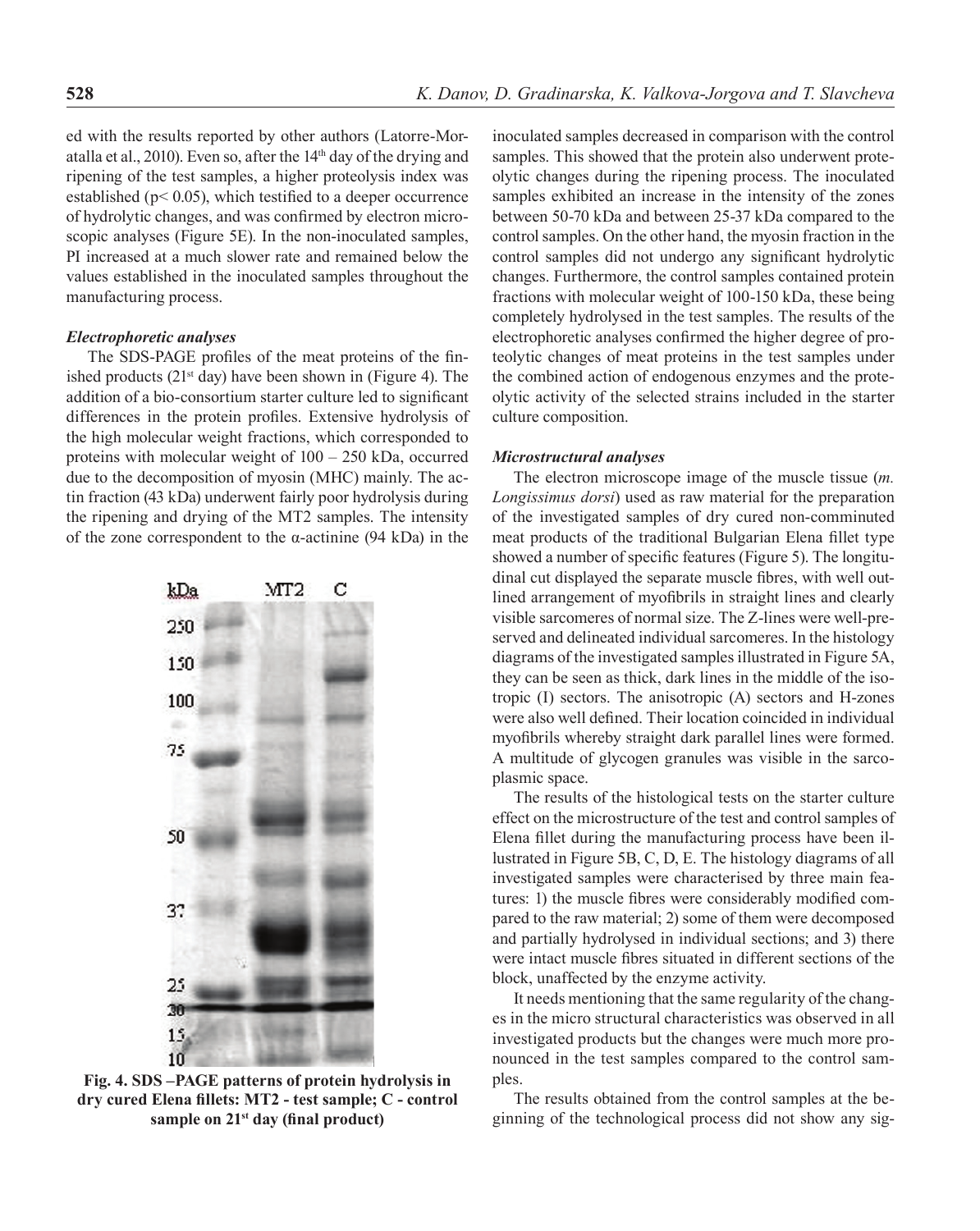ed with the results reported by other authors (Latorre-Moratalla et al., 2010). Even so, after the 14th day of the drying and ripening of the test samples, a higher proteolysis index was established ($p < 0.05$), which testified to a deeper occurrence of hydrolytic changes, and was confirmed by electron microscopic analyses (Figure 5E). In the non-inoculated samples, PI increased at a much slower rate and remained below the values established in the inoculated samples throughout the manufacturing process.

### *Electrophoretic analyses*

The SDS-PAGE profiles of the meat proteins of the finished products (21st day) have been shown in (Figure 4). The addition of a bio-consortium starter culture led to significant differences in the protein profiles. Extensive hydrolysis of the high molecular weight fractions, which corresponded to proteins with molecular weight of 100 – 250 kDa, occurred due to the decomposition of myosin (MHC) mainly. The actin fraction (43 kDa) underwent fairly poor hydrolysis during the ripening and drying of the MT2 samples. The intensity of the zone correspondent to the α-actinine (94 kDa) in the inoculated samples decreased in comparison with the control samples. This showed that the protein also underwent proteolytic changes during the ripening process. The inoculated samples exhibited an increase in the intensity of the zones between 50-70 kDa and between 25-37 kDa compared to the control samples. On the other hand, the myosin fraction in the control samples did not undergo any significant hydrolytic changes. Furthermore, the control samples contained protein fractions with molecular weight of 100-150 kDa, these being completely hydrolysed in the test samples. The results of the electrophoretic analyses confirmed the higher degree of proteolytic changes of meat proteins in the test samples under the combined action of endogenous enzymes and the proteolytic activity of the selected strains included in the starter culture composition.

**Fig. 4. SDS –PAGE patterns of protein hydrolysis in dry cured Elena fillets: MT2 - test sample; C - control sample on 21st day (final product)**

### *Microstructural analyses*

The electron microscope image of the muscle tissue (*m. Longissimus dorsi*) used as raw material for the preparation of the investigated samples of dry cured non-comminuted meat products of the traditional Bulgarian Elena fillet type showed a number of specific features (Figure 5). The longitudinal cut displayed the separate muscle fibres, with well outlined arrangement of myofibrils in straight lines and clearly visible sarcomeres of normal size. The Z-lines were well-preserved and delineated individual sarcomeres. In the histology diagrams of the investigated samples illustrated in Figure 5A, they can be seen as thick, dark lines in the middle of the isotropic (I) sectors. The anisotropic (A) sectors and H-zones were also well defined. Their location coincided in individual myofibrils whereby straight dark parallel lines were formed. A multitude of glycogen granules was visible in the sarcoplasmic space.

The results of the histological tests on the starter culture effect on the microstructure of the test and control samples of Elena fillet during the manufacturing process have been illustrated in Figure 5B, C, D, E. The histology diagrams of all investigated samples were characterised by three main features: 1) the muscle fibres were considerably modified compared to the raw material; 2) some of them were decomposed and partially hydrolysed in individual sections; and 3) there were intact muscle fibres situated in different sections of the block, unaffected by the enzyme activity.

It needs mentioning that the same regularity of the changes in the micro structural characteristics was observed in all investigated products but the changes were much more pronounced in the test samples compared to the control samples.

The results obtained from the control samples at the beginning of the technological process did not show any sig-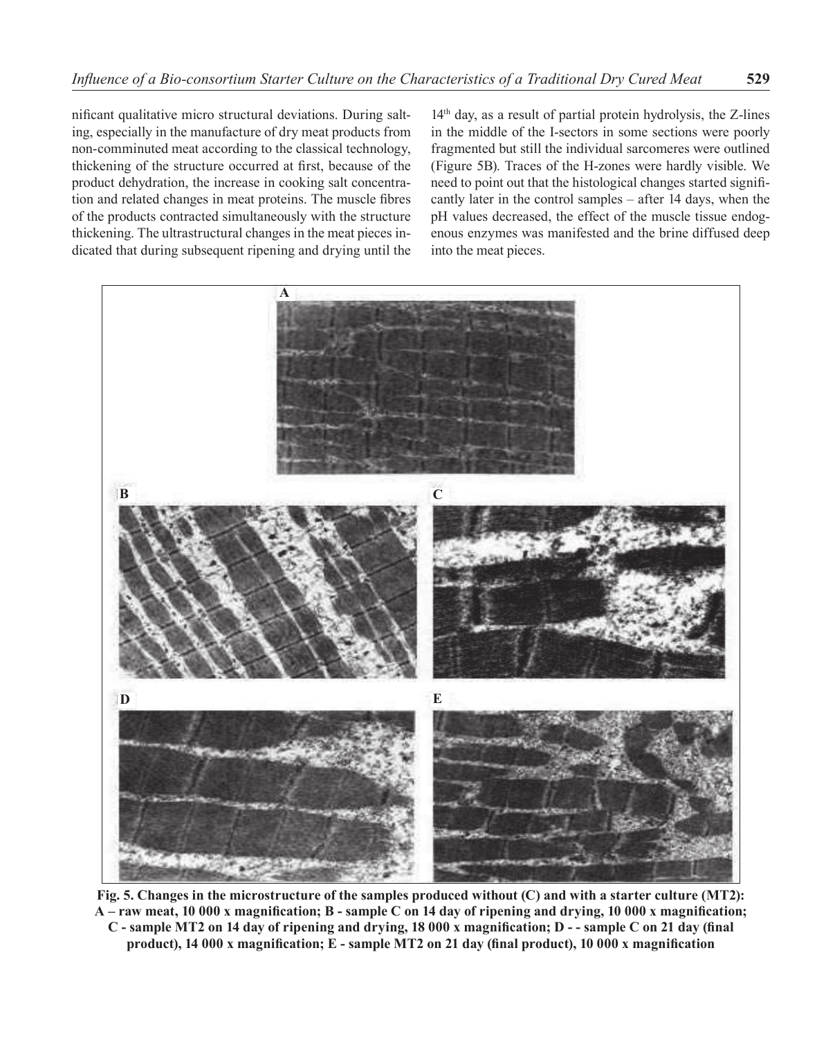nificant qualitative micro structural deviations. During salting, especially in the manufacture of dry meat products from non-comminuted meat according to the classical technology, thickening of the structure occurred at first, because of the product dehydration, the increase in cooking salt concentration and related changes in meat proteins. The muscle fibres of the products contracted simultaneously with the structure thickening. The ultrastructural changes in the meat pieces indicated that during subsequent ripening and drying until the 14[th] day, as a result of partial protein hydrolysis, the Z-lines in the middle of the I-sectors in some sections were poorly fragmented but still the individual sarcomeres were outlined (Figure 5B). Traces of the H-zones were hardly visible. We need to point out that the histological changes started significantly later in the control samples – after 14 days, when the pH values decreased, the effect of the muscle tissue endogenous enzymes was manifested and the brine diffused deep into the meat pieces.

**Fig. 5. Changes in the microstructure of the samples produced without (C) and with a starter culture (MT2): A – raw meat, 10 000 x magnification; B - sample C on 14 day of ripening and drying, 10 000 x magnification; C - sample MT2 on 14 day of ripening and drying, 18 000 x magnification; D - - sample C on 21 day (final product), 14 000 x magnification; E - sample MT2 on 21 day (final product), 10 000 x magnification**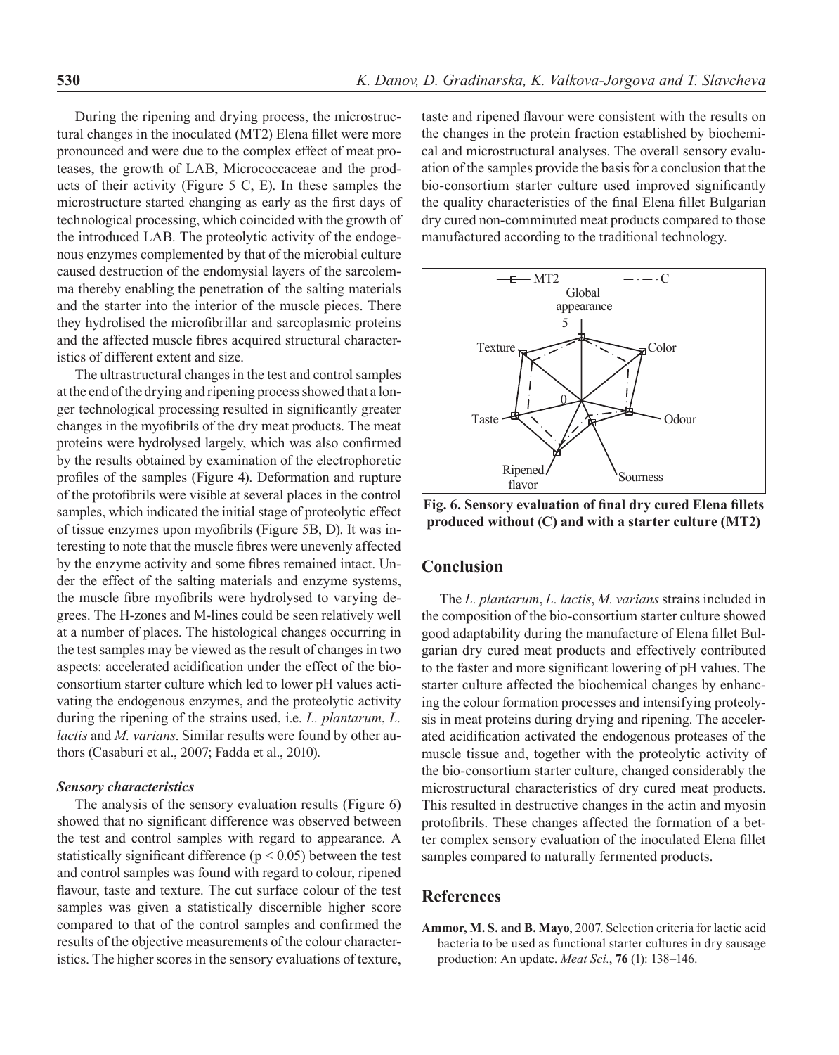During the ripening and drying process, the microstructural changes in the inoculated (MT2) Elena fillet were more pronounced and were due to the complex effect of meat proteases, the growth of LAB, Micrococcaceae and the products of their activity (Figure 5 C, E). In these samples the microstructure started changing as early as the first days of technological processing, which coincided with the growth of the introduced LAB. The proteolytic activity of the endogenous enzymes complemented by that of the microbial culture caused destruction of the endomysial layers of the sarcolemma thereby enabling the penetration of the salting materials and the starter into the interior of the muscle pieces. There they hydrolised the microfibrillar and sarcoplasmic proteins and the affected muscle fibres acquired structural characteristics of different extent and size.

The ultrastructural changes in the test and control samples at the end of the drying and ripening process showed that a longer technological processing resulted in significantly greater changes in the myofibrils of the dry meat products. The meat proteins were hydrolysed largely, which was also confirmed by the results obtained by examination of the electrophoretic profiles of the samples (Figure 4). Deformation and rupture of the protofibrils were visible at several places in the control samples, which indicated the initial stage of proteolytic effect of tissue enzymes upon myofibrils (Figure 5B, D). It was interesting to note that the muscle fibres were unevenly affected by the enzyme activity and some fibres remained intact. Under the effect of the salting materials and enzyme systems, the muscle fibre myofibrils were hydrolysed to varying degrees. The H-zones and M-lines could be seen relatively well at a number of places. The histological changes occurring in the test samples may be viewed as the result of changes in two aspects: accelerated acidification under the effect of the bio-consortium starter culture which led to lower pH values activating the endogenous enzymes, and the proteolytic activity during the ripening of the strains used, i.e. *L. plantarum*, *L. lactis* and *M. varians*. Similar results were found by other authors (Casaburi et al., 2007; Fadda et al., 2010).

### *Sensory characteristics*

The analysis of the sensory evaluation results (Figure 6) showed that no significant difference was observed between the test and control samples with regard to appearance. A statistically significant difference ($p < 0.05$) between the test and control samples was found with regard to colour, ripened flavour, taste and texture. The cut surface colour of the test samples was given a statistically discernible higher score compared to that of the control samples and confirmed the results of the objective measurements of the colour characteristics. The higher scores in the sensory evaluations of texture, taste and ripened flavour were consistent with the results on the changes in the protein fraction established by biochemical and microstructural analyses. The overall sensory evaluation of the samples provide the basis for a conclusion that the bio-consortium starter culture used improved significantly the quality characteristics of the final Elena fillet Bulgarian dry cured non-comminuted meat products compared to those manufactured according to the traditional technology.

**Fig. 6. Sensory evaluation of final dry cured Elena fillets produced without (C) and with a starter culture (MT2)**

## Conclusion

The *L. plantarum*, *L. lactis*, *M. varians* strains included in the composition of the bio-consortium starter culture showed good adaptability during the manufacture of Elena fillet Bulgarian dry cured meat products and effectively contributed to the faster and more significant lowering of pH values. The starter culture affected the biochemical changes by enhancing the colour formation processes and intensifying proteolysis in meat proteins during drying and ripening. The accelerated acidification activated the endogenous proteases of the muscle tissue and, together with the proteolytic activity of the bio-consortium starter culture, changed considerably the microstructural characteristics of dry cured meat products. This resulted in destructive changes in the actin and myosin protofibrils. These changes affected the formation of a better complex sensory evaluation of the inoculated Elena fillet samples compared to naturally fermented products.

## References

**Ammor, M. S. and B. Mayo**, 2007. Selection criteria for lactic acid bacteria to be used as functional starter cultures in dry sausage production: An update. *Meat Sci.*, **76** (1): 138–146.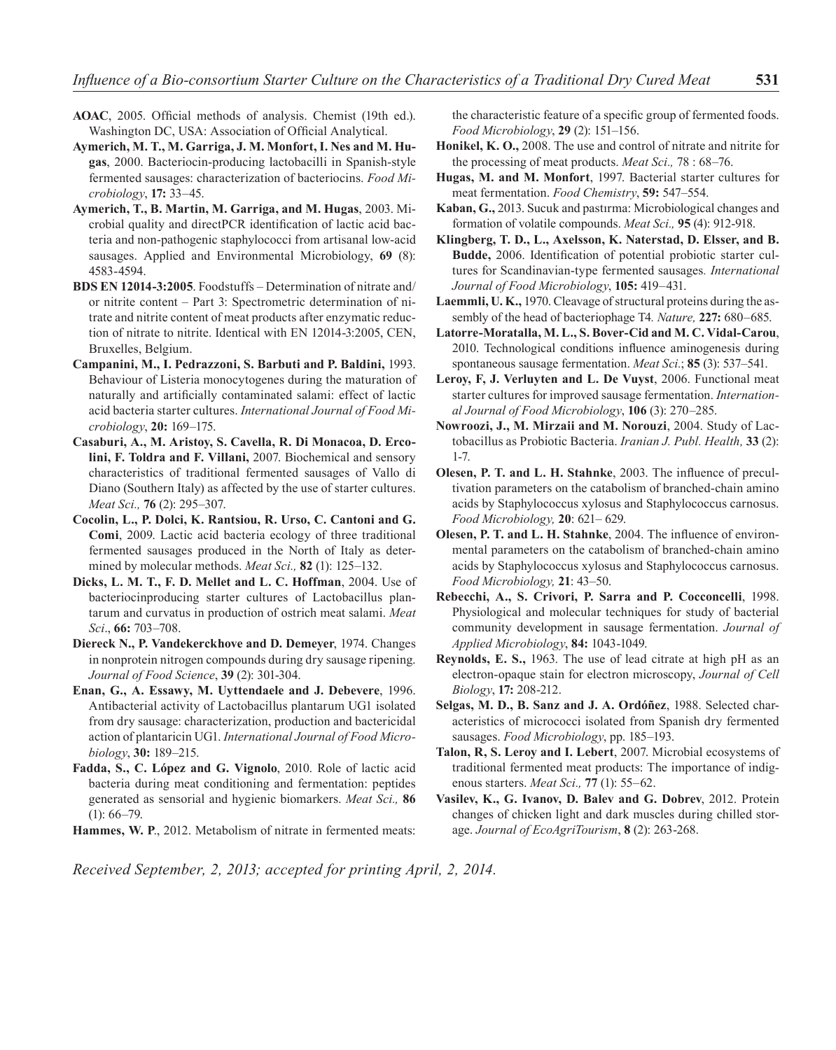**AOAC**, 2005. Official methods of analysis. Chemist (19th ed.). Washington DC, USA: Association of Official Analytical.

**Aymerich, M. T., M. Garriga, J. M. Monfort, I. Nes and M. Hugas**, 2000. Bacteriocin-producing lactobacilli in Spanish-style fermented sausages: characterization of bacteriocins. *Food Microbiology*, **17:** 33–45.

**Aymerich, T., B. Martin, M. Garriga, and M. Hugas**, 2003. Microbial quality and directPCR identification of lactic acid bacteria and non-pathogenic staphylococci from artisanal low-acid sausages. Applied and Environmental Microbiology, **69** (8): 4583-4594.

**BDS EN 12014-3:2005**. Foodstuffs – Determination of nitrate and/or nitrite content – Part 3: Spectrometric determination of nitrate and nitrite content of meat products after enzymatic reduction of nitrate to nitrite. Identical with EN 12014-3:2005, CEN, Bruxelles, Belgium.

**Campanini, M., I. Pedrazzoni, S. Barbuti and P. Baldini,** 1993. Behaviour of Listeria monocytogenes during the maturation of naturally and artificially contaminated salami: effect of lactic acid bacteria starter cultures. *International Journal of Food Microbiology*, **20:** 169–175.

**Casaburi, A., M. Aristoy, S. Cavella, R. Di Monacoa, D. Ercolini, F. Toldra and F. Villani,** 2007. Biochemical and sensory characteristics of traditional fermented sausages of Vallo di Diano (Southern Italy) as affected by the use of starter cultures. *Meat Sci.,* **76** (2): 295–307.

**Cocolin, L., P. Dolci, K. Rantsiou, R. Urso, C. Cantoni and G. Comi**, 2009. Lactic acid bacteria ecology of three traditional fermented sausages produced in the North of Italy as determined by molecular methods. *Meat Sci.,* **82** (1): 125–132.

**Dicks, L. M. T., F. D. Mellet and L. C. Hoffman**, 2004. Use of bacteriocinproducing starter cultures of Lactobacillus plantarum and curvatus in production of ostrich meat salami. *Meat Sci*., **66:** 703–708.

**Diereck N., P. Vandekerckhove and D. Demeyer**, 1974. Changes in nonprotein nitrogen compounds during dry sausage ripening. *Journal of Food Science*, **39** (2): 301-304.

**Enan, G., A. Essawy, M. Uyttendaele and J. Debevere**, 1996. Antibacterial activity of Lactobacillus plantarum UG1 isolated from dry sausage: characterization, production and bactericidal action of plantaricin UG1. *International Journal of Food Microbiology*, **30:** 189–215.

**Fadda, S., C. López and G. Vignolo**, 2010. Role of lactic acid bacteria during meat conditioning and fermentation: peptides generated as sensorial and hygienic biomarkers. *Meat Sci.,* **86** (1): 66–79.

**Hammes, W. P**., 2012. Metabolism of nitrate in fermented meats: the characteristic feature of a specific group of fermented foods. *Food Microbiology*, **29** (2): 151–156.

**Honikel, K. O.,** 2008. The use and control of nitrate and nitrite for the processing of meat products. *Meat Sci.,* 78 : 68–76.

**Hugas, M. and M. Monfort**, 1997. Bacterial starter cultures for meat fermentation. *Food Chemistry*, **59:** 547–554.

**Kaban, G.,** 2013. Sucuk and pastırma: Microbiological changes and formation of volatile compounds. *Meat Sci.,* **95** (4): 912-918.

**Klingberg, T. D., L., Axelsson, K. Naterstad, D. Elsser, and B. Budde,** 2006. Identification of potential probiotic starter cultures for Scandinavian-type fermented sausages. *International Journal of Food Microbiology*, **105:** 419–431.

**Laemmli, U. K.,** 1970. Cleavage of structural proteins during the assembly of the head of bacteriophage T4*. Nature,* **227:** 680–685.

**Latorre-Moratalla, M. L., S. Bover-Cid and M. C. Vidal-Carou**, 2010. Technological conditions influence aminogenesis during spontaneous sausage fermentation. *Meat Sci*.; **85** (3): 537–541.

**Leroy, F, J. Verluyten and L. De Vuyst**, 2006. Functional meat starter cultures for improved sausage fermentation. *International Journal of Food Microbiology*, **106** (3): 270–285.

**Nowroozi, J., M. Mirzaii and M. Norouzi**, 2004. Study of Lactobacillus as Probiotic Bacteria. *Iranian J. Publ. Health,* **33** (2): 1-7.

**Olesen, P. T. and L. H. Stahnke**, 2003. The influence of precultivation parameters on the catabolism of branched-chain amino acids by Staphylococcus xylosus and Staphylococcus carnosus. *Food Microbiology,* **20**: 621– 629.

**Olesen, P. T. and L. H. Stahnke**, 2004. The influence of environmental parameters on the catabolism of branched-chain amino acids by Staphylococcus xylosus and Staphylococcus carnosus. *Food Microbiology,* **21**: 43–50.

**Rebecchi, A., S. Crivori, P. Sarra and P. Cocconcelli**, 1998. Physiological and molecular techniques for study of bacterial community development in sausage fermentation. *Journal of Applied Microbiology*, **84:** 1043-1049.

**Reynolds, E. S.,** 1963. The use of lead citrate at high pH as an electron-opaque stain for electron microscopy, *Journal of Cell Biology*, **17:** 208-212.

**Selgas, M. D., B. Sanz and J. A. Ordóñez**, 1988. Selected characteristics of micrococci isolated from Spanish dry fermented sausages. *Food Microbiology*, pp. 185–193.

**Talon, R, S. Leroy and I. Lebert**, 2007. Microbial ecosystems of traditional fermented meat products: The importance of indigenous starters. *Meat Sci.,* **77** (1): 55–62.

**Vasilev, K., G. Ivanov, D. Balev and G. Dobrev**, 2012. Protein changes of chicken light and dark muscles during chilled storage. *Journal of EcoAgriTourism*, **8** (2): 263-268.

*Received September, 2, 2013; accepted for printing April, 2, 2014.*